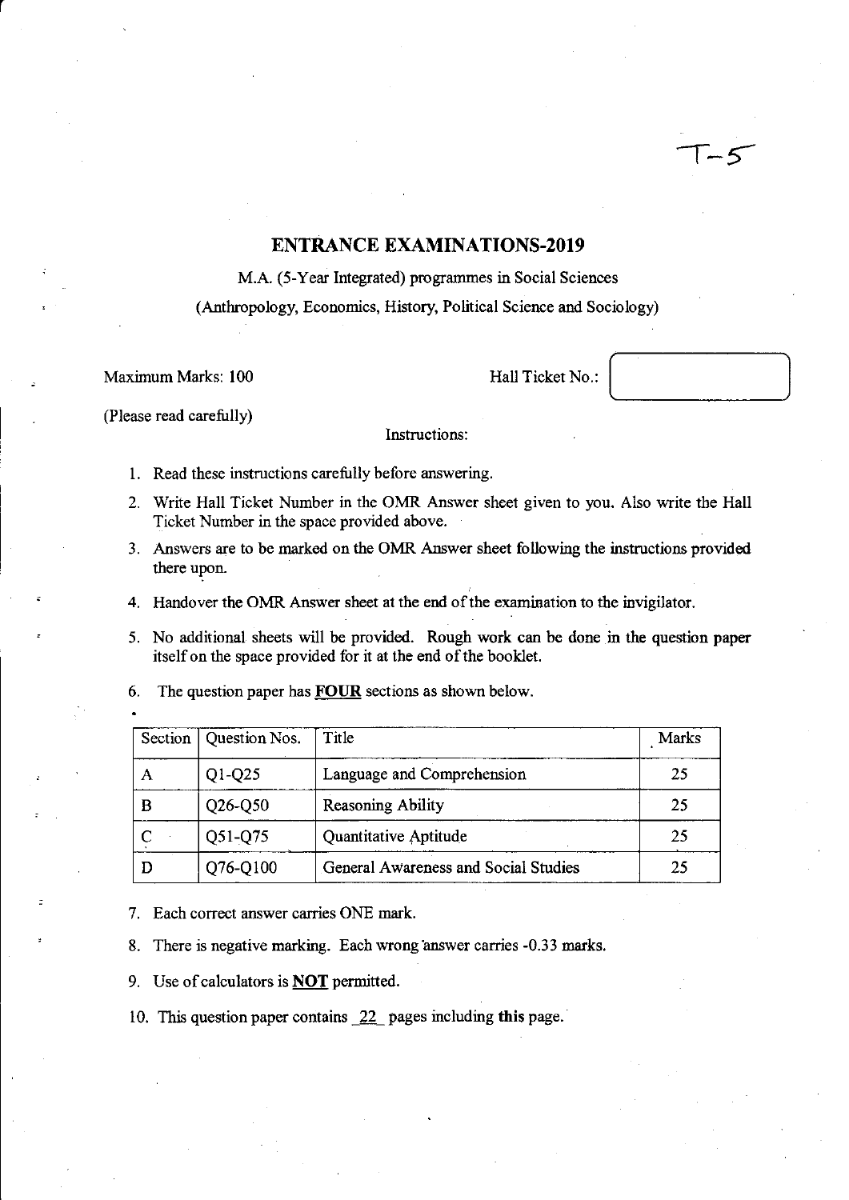T-5

# ENTRANCE EXAMINATIONS-2019

M.A. (5-Year Integrated) programmes in Social Sciences

(Anthropology, Economics, History, Political Science and Sociology)

Maximum Marks: 100

Hall Ticket No.:

(Please read carefully)

Instructions:

1. Read these instructions carefully before answering.
2. Write Hall Ticket Number in the OMR Answer sheet given to you. Also write the Hall Ticket Number in the space provided above.
3. Answers are to be marked on the OMR Answer sheet following the instructions provided there upon.
4. Handover the OMR Answer sheet at the end of the examination to the invigilator.
5. No additional sheets will be provided. Rough work can be done in the question paper itself on the space provided for it at the end of the booklet.
6. The question paper has **FOUR** sections as shown below.

| Section | Question Nos. | Title | Marks |
|---|---|---|---|
| A | Q1-Q25 | Language and Comprehension | 25 |
| B | Q26-Q50 | Reasoning Ability | 25 |
| C | Q51-Q75 | Quantitative Aptitude | 25 |
| D | Q76-Q100 | General Awareness and Social Studies | 25 |

7. Each correct answer carries ONE mark.
8. There is negative marking. Each wrong answer carries -0.33 marks.
9. Use of calculators is **NOT** permitted.
10. This question paper contains 22 pages including **this** page.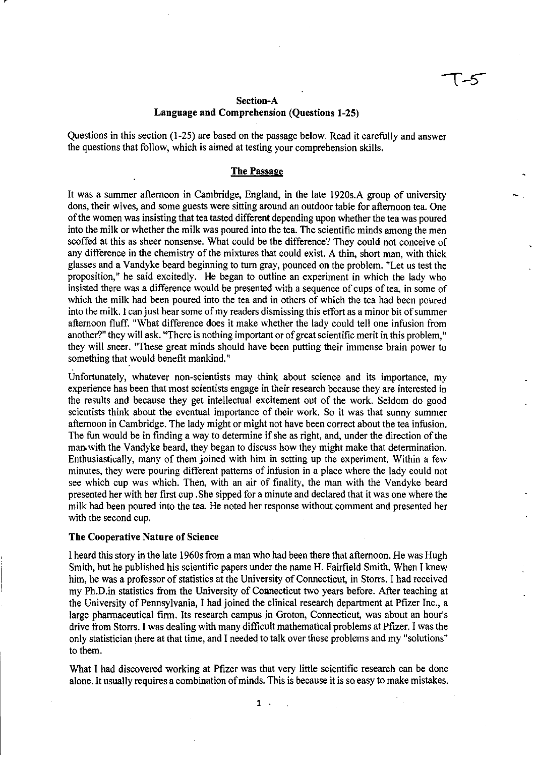T-5

## Section-A
## Language and Comprehension (Questions 1-25)

Questions in this section (1-25) are based on the passage below. Read it carefully and answer the questions that follow, which is aimed at testing your comprehension skills.

### The Passage

It was a summer afternoon in Cambridge, England, in the late 1920s.A group of university dons, their wives, and some guests were sitting around an outdoor table for afternoon tea. One of the women was insisting that tea tasted different depending upon whether the tea was poured into the milk or whether the milk was poured into the tea. The scientific minds among the men scoffed at this as sheer nonsense. What could be the difference? They could not conceive of any difference in the chemistry of the mixtures that could exist. A thin, short man, with thick glasses and a Vandyke beard beginning to turn gray, pounced on the problem. "Let us test the proposition," he said excitedly. He began to outline an experiment in which the lady who insisted there was a difference would be presented with a sequence of cups of tea, in some of which the milk had been poured into the tea and in others of which the tea had been poured into the milk. I can just hear some of my readers dismissing this effort as a minor bit of summer afternoon fluff. "What difference does it make whether the lady could tell one infusion from another?" they will ask. "There is nothing important or of great scientific merit in this problem," they will sneer. "These great minds should have been putting their immense brain power to something that would benefit mankind."

Unfortunately, whatever non-scientists may think about science and its importance, my experience has been that most scientists engage in their research because they are interested in the results and because they get intellectual excitement out of the work. Seldom do good scientists think about the eventual importance of their work. So it was that sunny summer afternoon in Cambridge. The lady might or might not have been correct about the tea infusion. The fun would be in finding a way to determine if she as right, and, under the direction of the man with the Vandyke beard, they began to discuss how they might make that determination. Enthusiastically, many of them joined with him in setting up the experiment. Within a few minutes, they were pouring different patterns of infusion in a place where the lady could not see which cup was which. Then, with an air of finality, the man with the Vandyke beard presented her with her first cup .She sipped for a minute and declared that it was one where the milk had been poured into the tea. He noted her response without comment and presented her with the second cup.

**The Cooperative Nature of Science**

I heard this story in the late 1960s from a man who had been there that afternoon. He was Hugh Smith, but he published his scientific papers under the name H. Fairfield Smith. When I knew him, he was a professor of statistics at the University of Connecticut, in Storrs. I had received my Ph.D.in statistics from the University of Connecticut two years before. After teaching at the University of Pennsylvania, I had joined the clinical research department at Pfizer Inc., a large pharmaceutical firm. Its research campus in Groton, Connecticut, was about an hour's drive from Storrs. I was dealing with many difficult mathematical problems at Pfizer. I was the only statistician there at that time, and I needed to talk over these problems and my "solutions" to them.

What I had discovered working at Pfizer was that very little scientific research can be done alone. It usually requires a combination of minds. This is because it is so easy to make mistakes.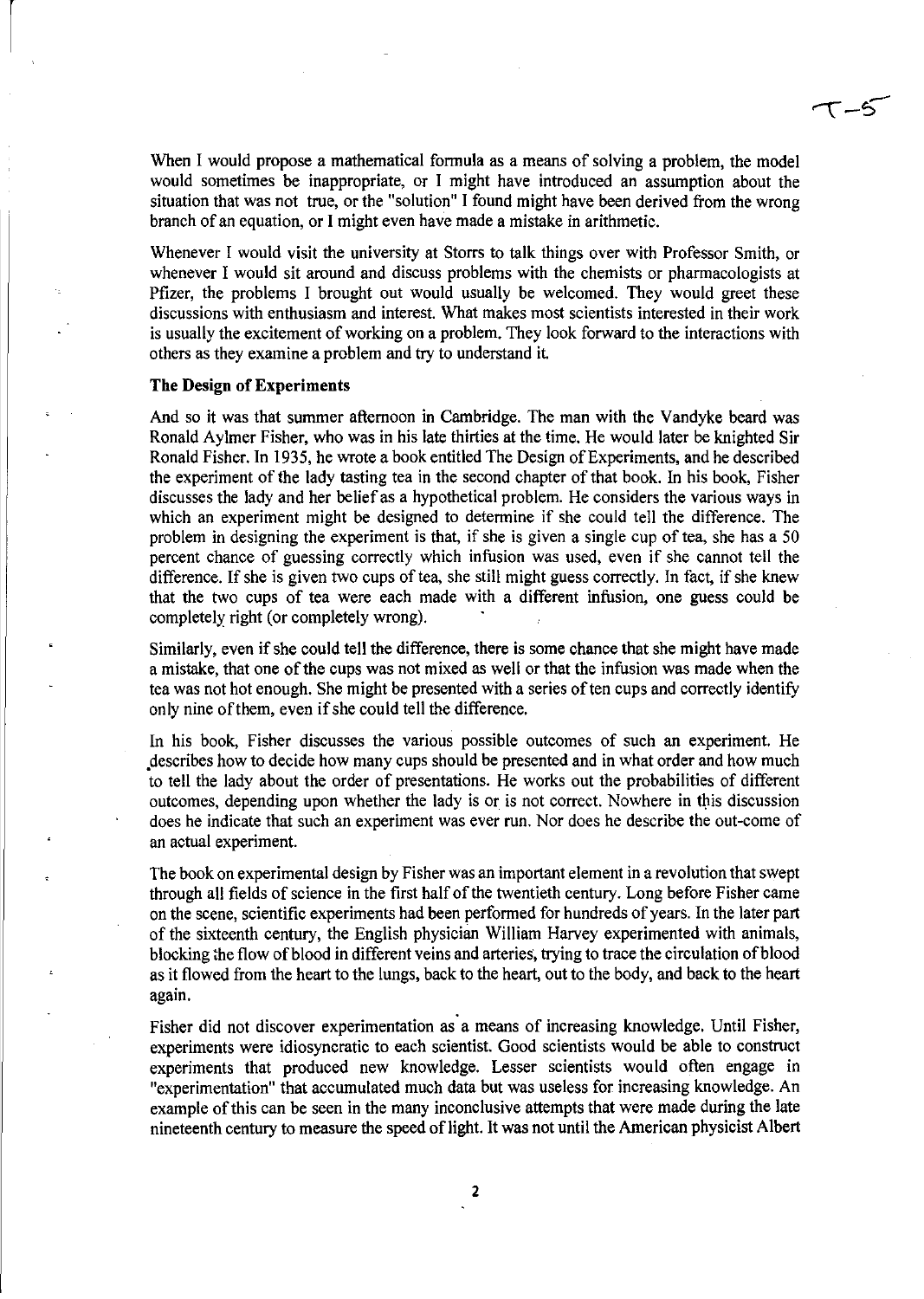When I would propose a mathematical formula as a means of solving a problem, the model would sometimes be inappropriate, or I might have introduced an assumption about the situation that was not true, or the "solution" I found might have been derived from the wrong branch of an equation, or I might even have made a mistake in arithmetic.

Whenever I would visit the university at Storrs to talk things over with Professor Smith, or whenever I would sit around and discuss problems with the chemists or pharmacologists at Pfizer, the problems I brought out would usually be welcomed. They would greet these discussions with enthusiasm and interest. What makes most scientists interested in their work is usually the excitement of working on a problem. They look forward to the interactions with others as they examine a problem and try to understand it.

**The Design of Experiments**

And so it was that summer afternoon in Cambridge. The man with the Vandyke beard was Ronald Aylmer Fisher, who was in his late thirties at the time. He would later be knighted Sir Ronald Fisher. In 1935, he wrote a book entitled The Design of Experiments, and he described the experiment of the lady tasting tea in the second chapter of that book. In his book, Fisher discusses the lady and her belief as a hypothetical problem. He considers the various ways in which an experiment might be designed to determine if she could tell the difference. The problem in designing the experiment is that, if she is given a single cup of tea, she has a 50 percent chance of guessing correctly which infusion was used, even if she cannot tell the difference. If she is given two cups of tea, she still might guess correctly. In fact, if she knew that the two cups of tea were each made with a different infusion, one guess could be completely right (or completely wrong).

Similarly, even if she could tell the difference, there is some chance that she might have made a mistake, that one of the cups was not mixed as well or that the infusion was made when the tea was not hot enough. She might be presented with a series of ten cups and correctly identify only nine of them, even if she could tell the difference.

In his book, Fisher discusses the various possible outcomes of such an experiment. He describes how to decide how many cups should be presented and in what order and how much to tell the lady about the order of presentations. He works out the probabilities of different outcomes, depending upon whether the lady is or is not correct. Nowhere in this discussion does he indicate that such an experiment was ever run. Nor does he describe the out-come of an actual experiment.

The book on experimental design by Fisher was an important element in a revolution that swept through all fields of science in the first half of the twentieth century. Long before Fisher came on the scene, scientific experiments had been performed for hundreds of years. In the later part of the sixteenth century, the English physician William Harvey experimented with animals, blocking the flow of blood in different veins and arteries, trying to trace the circulation of blood as it flowed from the heart to the lungs, back to the heart, out to the body, and back to the heart again.

Fisher did not discover experimentation as a means of increasing knowledge. Until Fisher, experiments were idiosyncratic to each scientist. Good scientists would be able to construct experiments that produced new knowledge. Lesser scientists would often engage in "experimentation" that accumulated much data but was useless for increasing knowledge. An example of this can be seen in the many inconclusive attempts that were made during the late nineteenth century to measure the speed of light. It was not until the American physicist Albert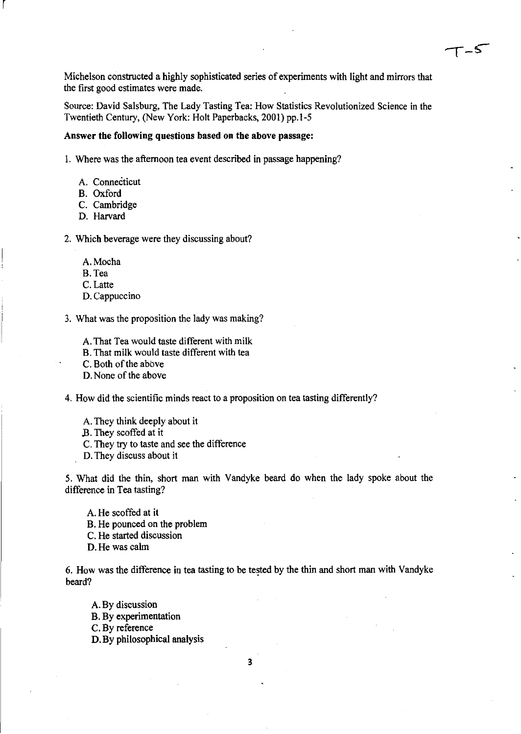Michelson constructed a highly sophisticated series of experiments with light and mirrors that the first good estimates were made.

Source: David Salsburg, The Lady Tasting Tea: How Statistics Revolutionized Science in the Twentieth Century, (New York: Holt Paperbacks, 2001) pp.1-5

**Answer the following questions based on the above passage:**

1. Where was the afternoon tea event described in passage happening?

   A. Connecticut
   B. Oxford
   C. Cambridge
   D. Harvard

2. Which beverage were they discussing about?

   A. Mocha
   B. Tea
   C. Latte
   D. Cappuccino

3. What was the proposition the lady was making?

   A. That Tea would taste different with milk
   B. That milk would taste different with tea
   C. Both of the above
   D. None of the above

4. How did the scientific minds react to a proposition on tea tasting differently?

   A. They think deeply about it
   B. They scoffed at it
   C. They try to taste and see the difference
   D. They discuss about it

5. What did the thin, short man with Vandyke beard do when the lady spoke about the difference in Tea tasting?

   A. He scoffed at it
   B. He pounced on the problem
   C. He started discussion
   D. He was calm

6. How was the difference in tea tasting to be tested by the thin and short man with Vandyke beard?

   A. By discussion
   B. By experimentation
   C. By reference
   D. By philosophical analysis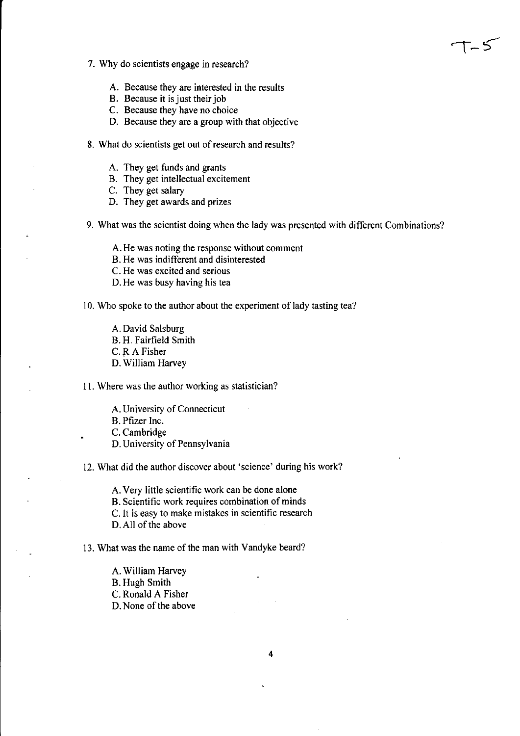7. Why do scientists engage in research?

    A. Because they are interested in the results
    B. Because it is just their job
    C. Because they have no choice
    D. Because they are a group with that objective

8. What do scientists get out of research and results?

    A. They get funds and grants
    B. They get intellectual excitement
    C. They get salary
    D. They get awards and prizes

9. What was the scientist doing when the lady was presented with different Combinations?

    A. He was noting the response without comment
    B. He was indifferent and disinterested
    C. He was excited and serious
    D. He was busy having his tea

10. Who spoke to the author about the experiment of lady tasting tea?

    A. David Salsburg
    B. H. Fairfield Smith
    C. R A Fisher
    D. William Harvey

11. Where was the author working as statistician?

    A. University of Connecticut
    B. Pfizer Inc.
    C. Cambridge
    D. University of Pennsylvania

12. What did the author discover about 'science' during his work?

    A. Very little scientific work can be done alone
    B. Scientific work requires combination of minds
    C. It is easy to make mistakes in scientific research
    D. All of the above

13. What was the name of the man with Vandyke beard?

    A. William Harvey
    B. Hugh Smith
    C. Ronald A Fisher
    D. None of the above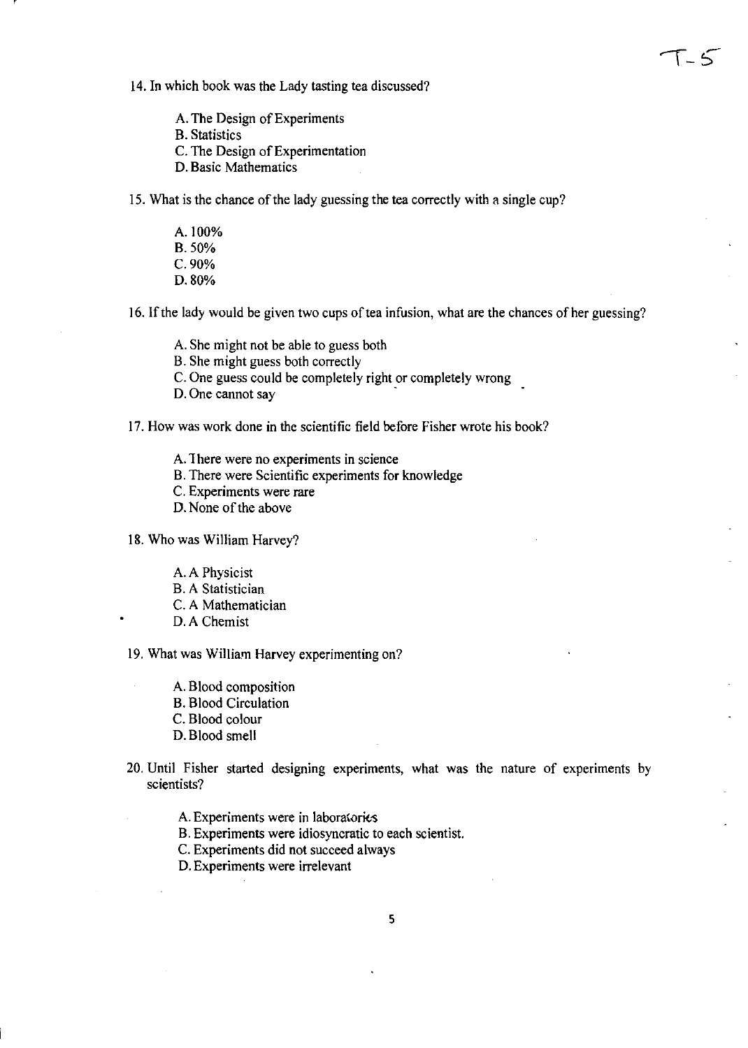14. In which book was the Lady tasting tea discussed?

    A. The Design of Experiments
    B. Statistics
    C. The Design of Experimentation
    D. Basic Mathematics

15. What is the chance of the lady guessing the tea correctly with a single cup?

    A. 100%
    B. 50%
    C. 90%
    D. 80%

16. If the lady would be given two cups of tea infusion, what are the chances of her guessing?

    A. She might not be able to guess both
    B. She might guess both correctly
    C. One guess could be completely right or completely wrong
    D. One cannot say

17. How was work done in the scientific field before Fisher wrote his book?

    A. There were no experiments in science
    B. There were Scientific experiments for knowledge
    C. Experiments were rare
    D. None of the above

18. Who was William Harvey?

    A. A Physicist
    B. A Statistician
    C. A Mathematician
    D. A Chemist

19. What was William Harvey experimenting on?

    A. Blood composition
    B. Blood Circulation
    C. Blood colour
    D. Blood smell

20. Until Fisher started designing experiments, what was the nature of experiments by scientists?

    A. Experiments were in laboratories
    B. Experiments were idiosyncratic to each scientist.
    C. Experiments did not succeed always
    D. Experiments were irrelevant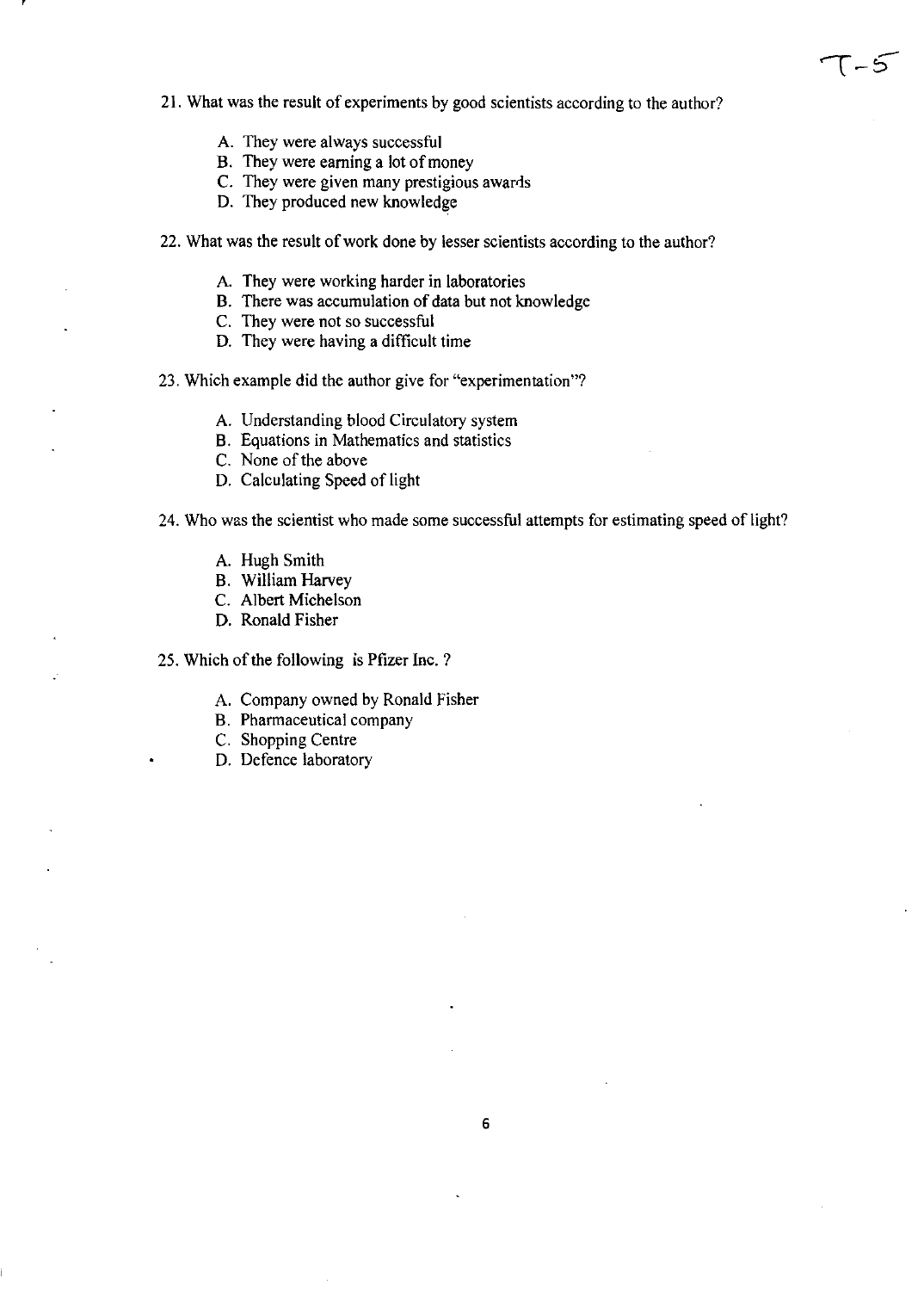21. What was the result of experiments by good scientists according to the author?

    A. They were always successful
    B. They were earning a lot of money
    C. They were given many prestigious awards
    D. They produced new knowledge

22. What was the result of work done by lesser scientists according to the author?

    A. They were working harder in laboratories
    B. There was accumulation of data but not knowledge
    C. They were not so successful
    D. They were having a difficult time

23. Which example did the author give for "experimentation"?

    A. Understanding blood Circulatory system
    B. Equations in Mathematics and statistics
    C. None of the above
    D. Calculating Speed of light

24. Who was the scientist who made some successful attempts for estimating speed of light?

    A. Hugh Smith
    B. William Harvey
    C. Albert Michelson
    D. Ronald Fisher

25. Which of the following is Pfizer Inc. ?

    A. Company owned by Ronald Fisher
    B. Pharmaceutical company
    C. Shopping Centre
    D. Defence laboratory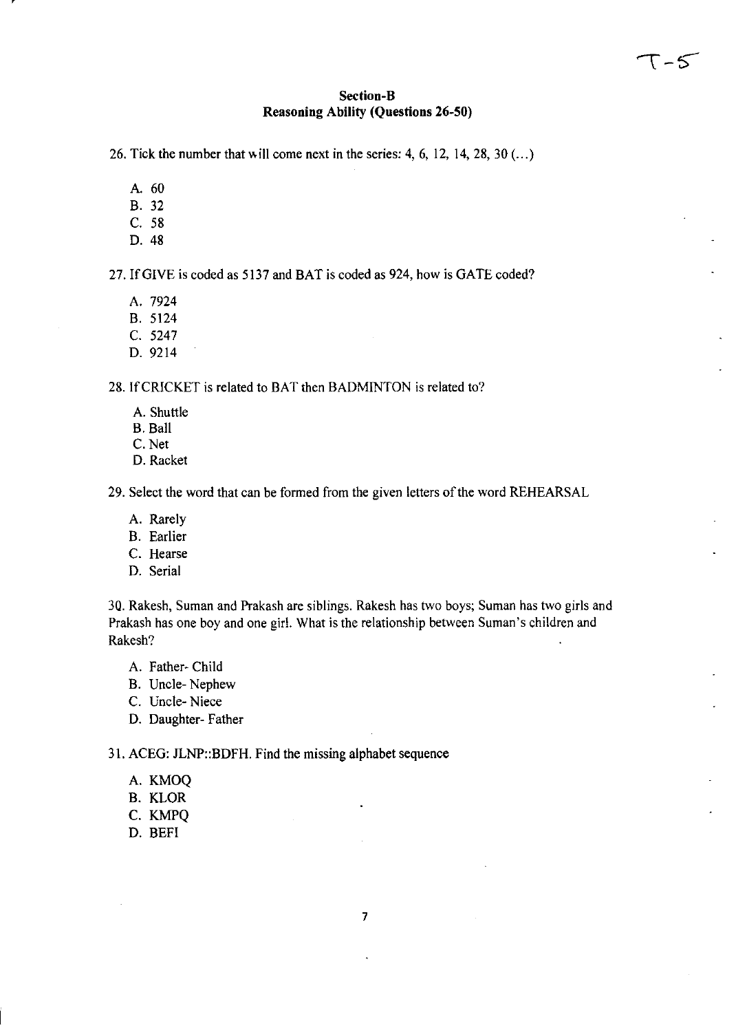## Section-B

### Reasoning Ability (Questions 26-50)

26. Tick the number that will come next in the series: 4, 6, 12, 14, 28, 30 (…)

   A. 60
   B. 32
   C. 58
   D. 48

27. If GIVE is coded as 5137 and BAT is coded as 924, how is GATE coded?

   A. 7924
   B. 5124
   C. 5247
   D. 9214

28. If CRICKET is related to BAT then BADMINTON is related to?

   A. Shuttle
   B. Ball
   C. Net
   D. Racket

29. Select the word that can be formed from the given letters of the word REHEARSAL

   A. Rarely
   B. Earlier
   C. Hearse
   D. Serial

30. Rakesh, Suman and Prakash are siblings. Rakesh has two boys; Suman has two girls and Prakash has one boy and one girl. What is the relationship between Suman's children and Rakesh?

   A. Father- Child
   B. Uncle- Nephew
   C. Uncle- Niece
   D. Daughter- Father

31. ACEG: JLNP::BDFH. Find the missing alphabet sequence

   A. KMOQ
   B. KLOR
   C. KMPQ
   D. BEFI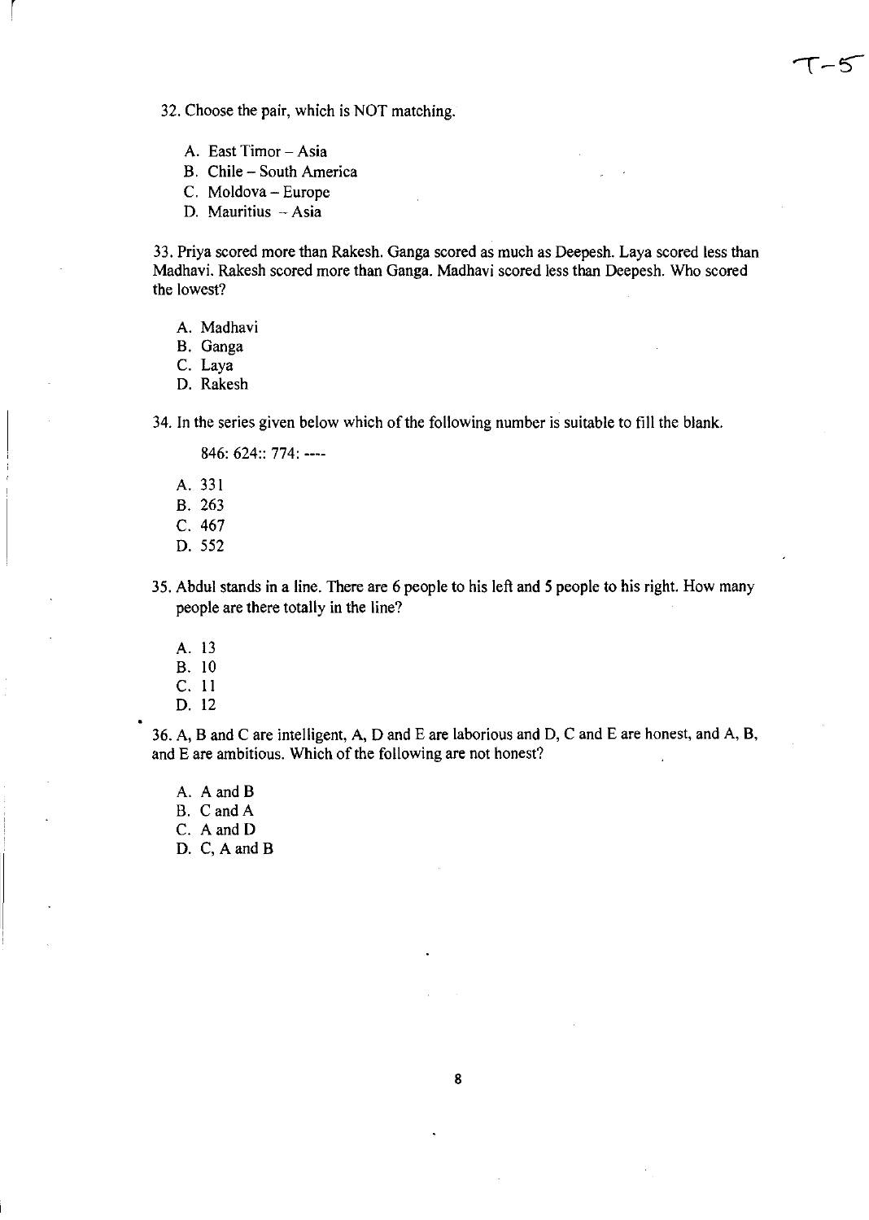32. Choose the pair, which is NOT matching.

A. East Timor – Asia
B. Chile – South America
C. Moldova – Europe
D. Mauritius – Asia

33. Priya scored more than Rakesh. Ganga scored as much as Deepesh. Laya scored less than Madhavi. Rakesh scored more than Ganga. Madhavi scored less than Deepesh. Who scored the lowest?

A. Madhavi
B. Ganga
C. Laya
D. Rakesh

34. In the series given below which of the following number is suitable to fill the blank.

846: 624:: 774: ----

A. 331
B. 263
C. 467
D. 552

35. Abdul stands in a line. There are 6 people to his left and 5 people to his right. How many people are there totally in the line?

A. 13
B. 10
C. 11
D. 12

36. A, B and C are intelligent, A, D and E are laborious and D, C and E are honest, and A, B, and E are ambitious. Which of the following are not honest?

A. A and B
B. C and A
C. A and D
D. C, A and B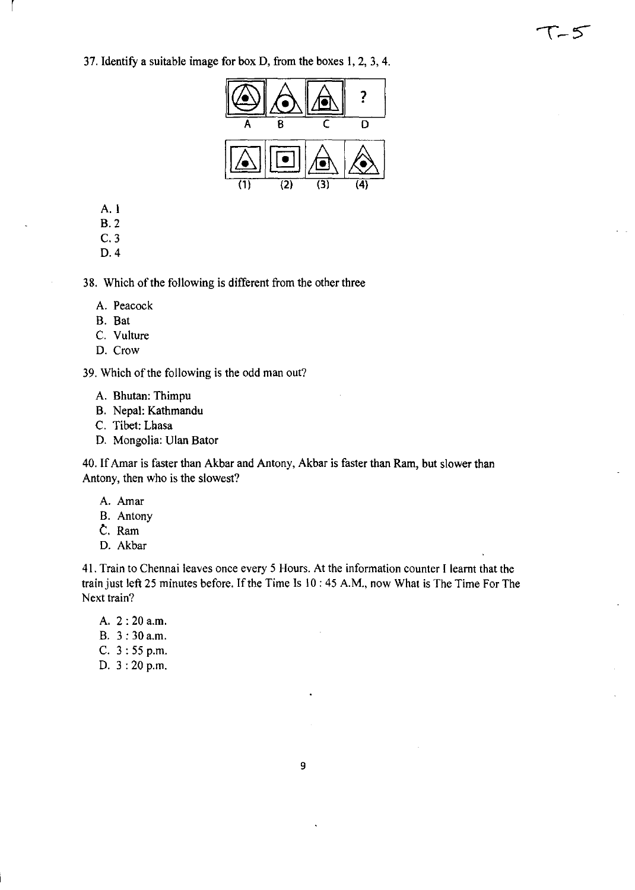37. Identify a suitable image for box D, from the boxes 1, 2, 3, 4.

A. 1
B. 2
C. 3
D. 4

38. Which of the following is different from the other three

A. Peacock
B. Bat
C. Vulture
D. Crow

39. Which of the following is the odd man out?

A. Bhutan: Thimpu
B. Nepal: Kathmandu
C. Tibet: Lhasa
D. Mongolia: Ulan Bator

40. If Amar is faster than Akbar and Antony, Akbar is faster than Ram, but slower than Antony, then who is the slowest?

A. Amar
B. Antony
C. Ram
D. Akbar

41. Train to Chennai leaves once every 5 Hours. At the information counter I learnt that the train just left 25 minutes before. If the Time Is 10 : 45 A.M., now What is The Time For The Next train?

A. 2 : 20 a.m.
B. 3 : 30 a.m.
C. 3 : 55 p.m.
D. 3 : 20 p.m.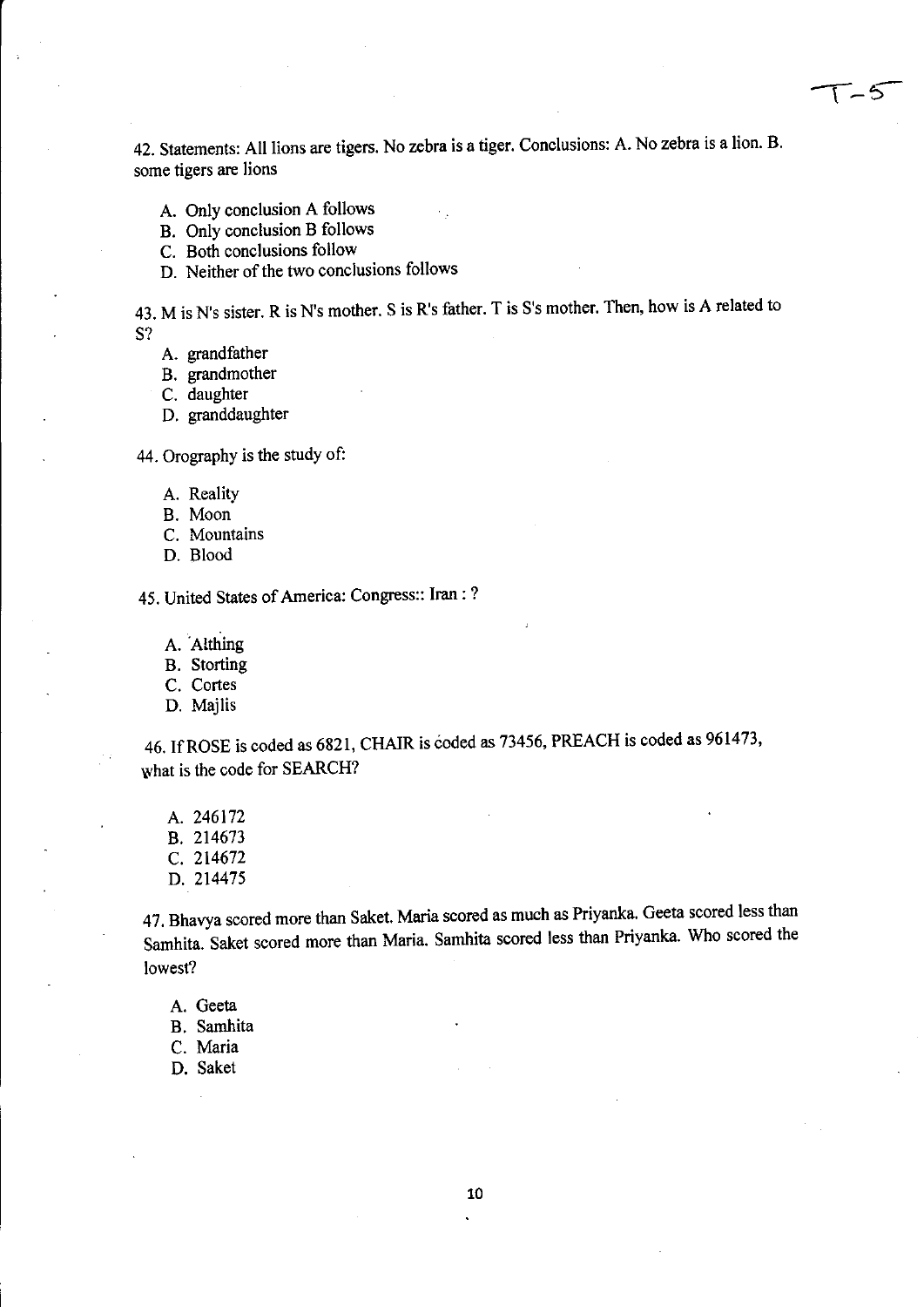42. Statements: All lions are tigers. No zebra is a tiger. Conclusions: A. No zebra is a lion. B. some tigers are lions

A. Only conclusion A follows
B. Only conclusion B follows
C. Both conclusions follow
D. Neither of the two conclusions follows

43. M is N's sister. R is N's mother. S is R's father. T is S's mother. Then, how is A related to S?

A. grandfather
B. grandmother
C. daughter
D. granddaughter

44. Orography is the study of:

A. Reality
B. Moon
C. Mountains
D. Blood

45. United States of America: Congress:: Iran : ?

A. Althing
B. Storting
C. Cortes
D. Majlis

46. If ROSE is coded as 6821, CHAIR is coded as 73456, PREACH is coded as 961473, what is the code for SEARCH?

A. 246172
B. 214673
C. 214672
D. 214475

47. Bhavya scored more than Saket. Maria scored as much as Priyanka. Geeta scored less than Samhita. Saket scored more than Maria. Samhita scored less than Priyanka. Who scored the lowest?

A. Geeta
B. Samhita
C. Maria
D. Saket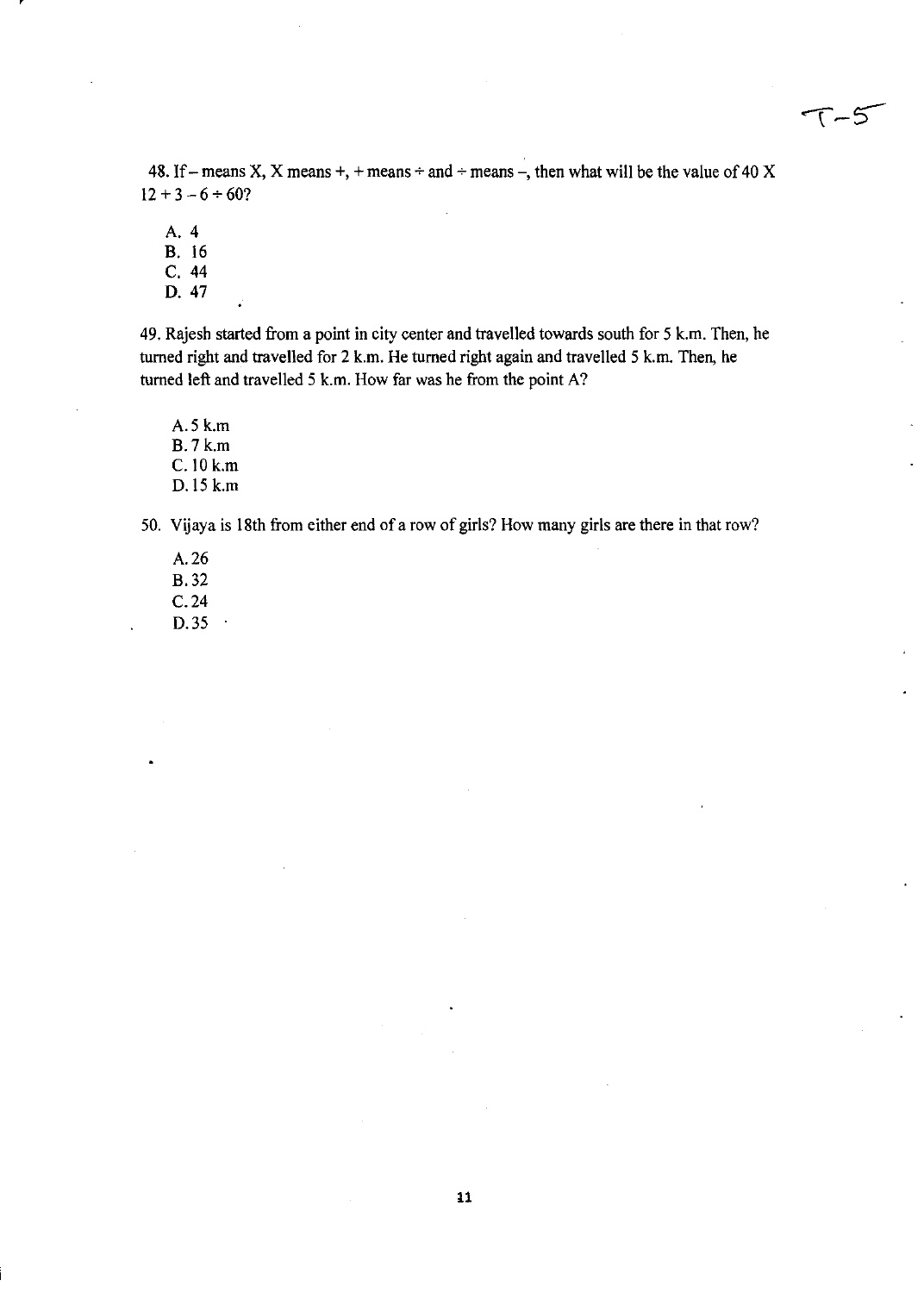48. If – means X, X means +, + means ÷ and ÷ means –, then what will be the value of 40 X 12 + 3 – 6 ÷ 60?

A. 4
B. 16
C. 44
D. 47

49. Rajesh started from a point in city center and travelled towards south for 5 k.m. Then, he turned right and travelled for 2 k.m. He turned right again and travelled 5 k.m. Then, he turned left and travelled 5 k.m. How far was he from the point A?

A. 5 k.m
B. 7 k.m
C. 10 k.m
D. 15 k.m

50. Vijaya is 18th from either end of a row of girls? How many girls are there in that row?

A. 26
B. 32
C. 24
D. 35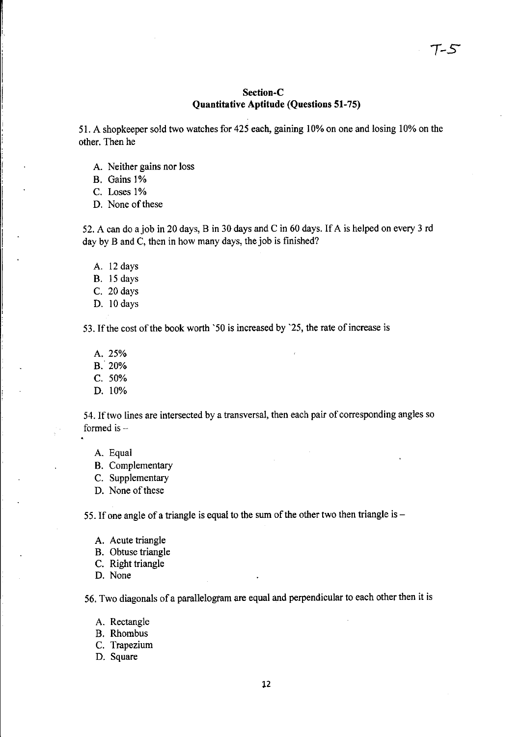## Section-C
## Quantitative Aptitude (Questions 51-75)

51. A shopkeeper sold two watches for 425 each, gaining 10% on one and losing 10% on the other. Then he

A. Neither gains nor loss
B. Gains 1%
C. Loses 1%
D. None of these

52. A can do a job in 20 days, B in 30 days and C in 60 days. If A is helped on every 3 rd day by B and C, then in how many days, the job is finished?

A. 12 days
B. 15 days
C. 20 days
D. 10 days

53. If the cost of the book worth `50 is increased by `25, the rate of increase is

A. 25%
B. 20%
C. 50%
D. 10%

54. If two lines are intersected by a transversal, then each pair of corresponding angles so formed is –

A. Equal
B. Complementary
C. Supplementary
D. None of these

55. If one angle of a triangle is equal to the sum of the other two then triangle is –

A. Acute triangle
B. Obtuse triangle
C. Right triangle
D. None

56. Two diagonals of a parallelogram are equal and perpendicular to each other then it is

A. Rectangle
B. Rhombus
C. Trapezium
D. Square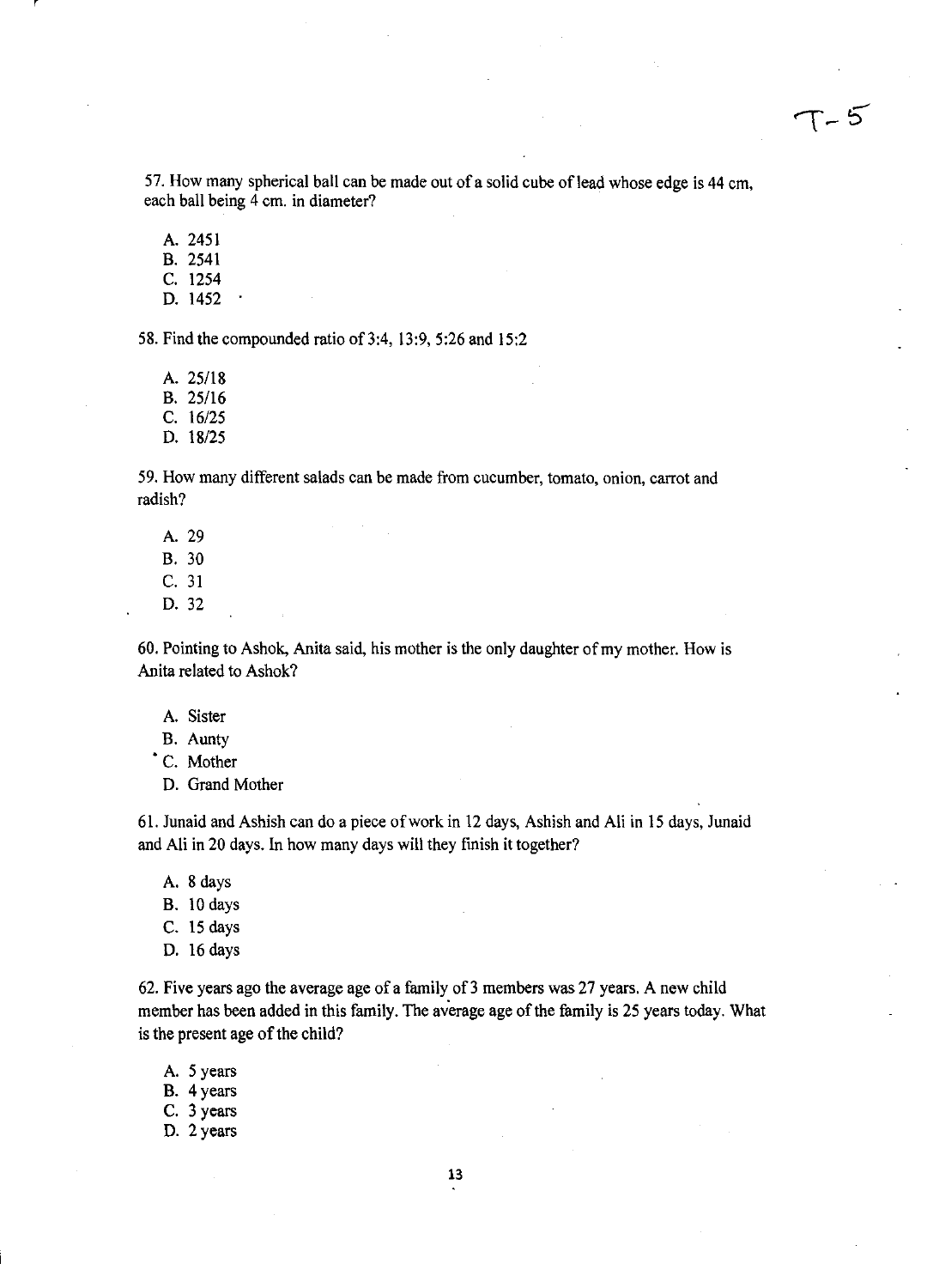57. How many spherical ball can be made out of a solid cube of lead whose edge is 44 cm, each ball being 4 cm. in diameter?

A. 2451
B. 2541
C. 1254
D. 1452

58. Find the compounded ratio of 3:4, 13:9, 5:26 and 15:2

A. 25/18
B. 25/16
C. 16/25
D. 18/25

59. How many different salads can be made from cucumber, tomato, onion, carrot and radish?

A. 29
B. 30
C. 31
D. 32

60. Pointing to Ashok, Anita said, his mother is the only daughter of my mother. How is Anita related to Ashok?

A. Sister
B. Aunty
C. Mother
D. Grand Mother

61. Junaid and Ashish can do a piece of work in 12 days, Ashish and Ali in 15 days, Junaid and Ali in 20 days. In how many days will they finish it together?

A. 8 days
B. 10 days
C. 15 days
D. 16 days

62. Five years ago the average age of a family of 3 members was 27 years. A new child member has been added in this family. The average age of the family is 25 years today. What is the present age of the child?

A. 5 years
B. 4 years
C. 3 years
D. 2 years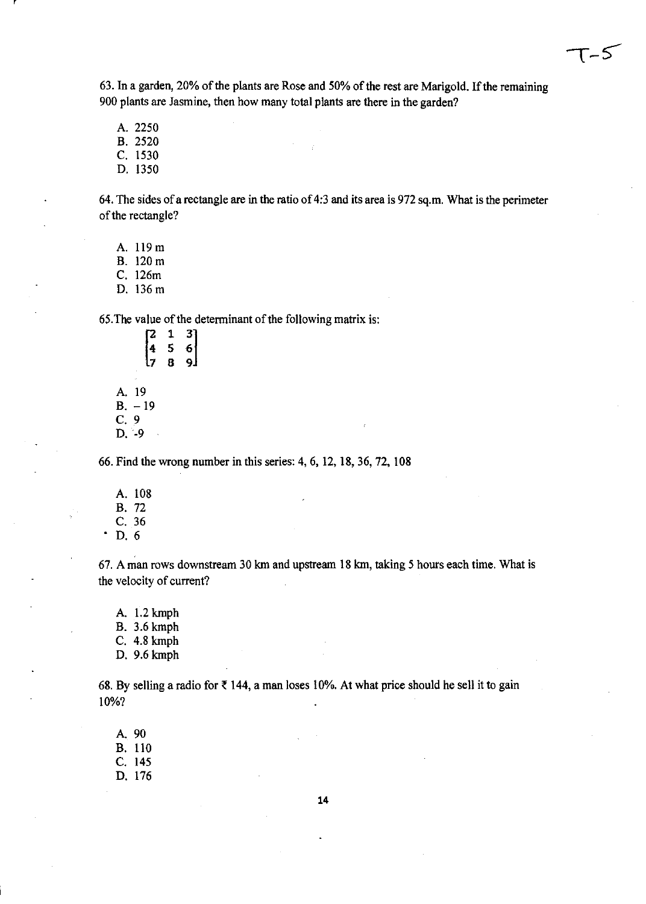63. In a garden, 20% of the plants are Rose and 50% of the rest are Marigold. If the remaining 900 plants are Jasmine, then how many total plants are there in the garden?

A. 2250
B. 2520
C. 1530
D. 1350

64. The sides of a rectangle are in the ratio of 4:3 and its area is 972 sq.m. What is the perimeter of the rectangle?

A. 119 m
B. 120 m
C. 126m
D. 136 m

65. The value of the determinant of the following matrix is:

$$\begin{bmatrix} 2 & 1 & 3 \\ 4 & 5 & 6 \\ 7 & 8 & 9 \end{bmatrix}$$

A. 19
B. – 19
C. 9
D. -9

66. Find the wrong number in this series: 4, 6, 12, 18, 36, 72, 108

A. 108
B. 72
C. 36
D. 6

67. A man rows downstream 30 km and upstream 18 km, taking 5 hours each time. What is the velocity of current?

A. 1.2 kmph
B. 3.6 kmph
C. 4.8 kmph
D. 9.6 kmph

68. By selling a radio for ₹ 144, a man loses 10%. At what price should he sell it to gain 10%?

A. 90
B. 110
C. 145
D. 176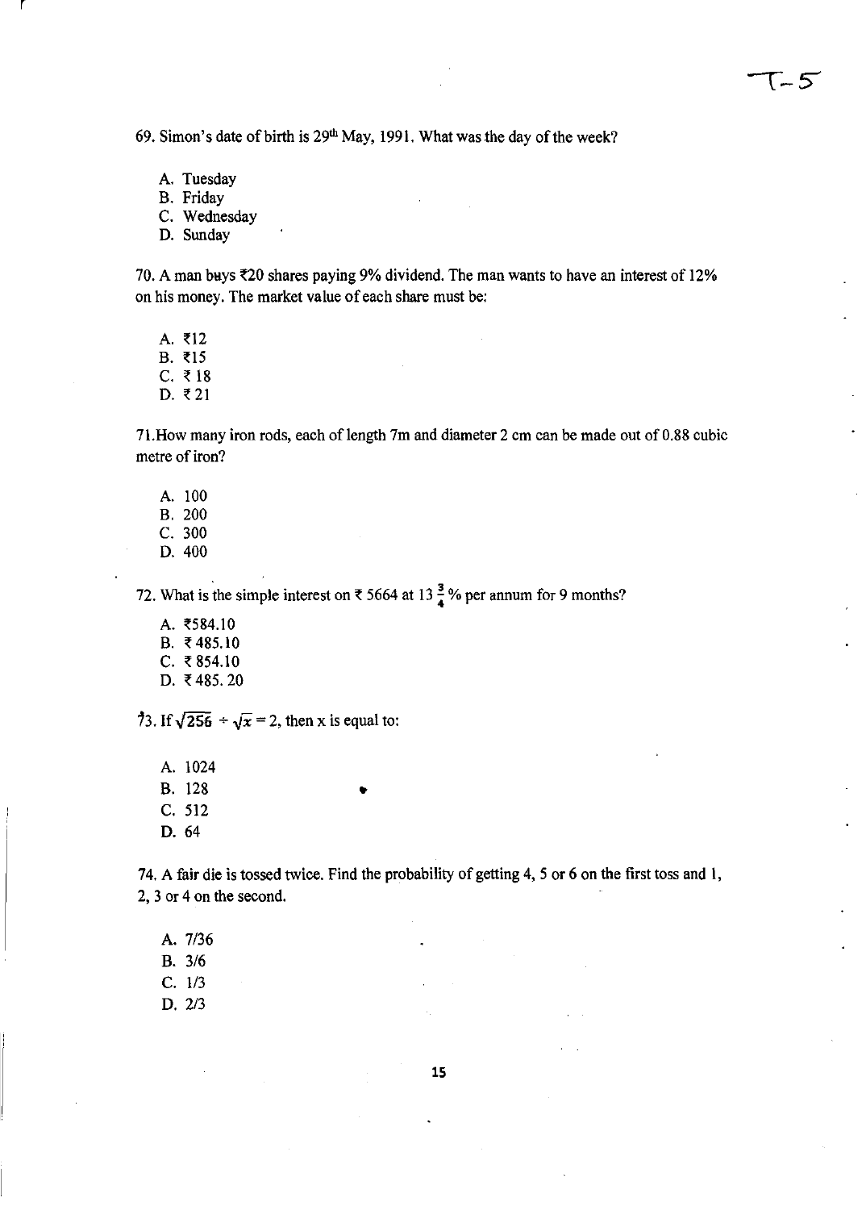69. Simon's date of birth is 29th May, 1991. What was the day of the week?

A. Tuesday
B. Friday
C. Wednesday
D. Sunday

70. A man buys ₹20 shares paying 9% dividend. The man wants to have an interest of 12% on his money. The market value of each share must be:

A. ₹12
B. ₹15
C. ₹ 18
D. ₹ 21

71. How many iron rods, each of length 7m and diameter 2 cm can be made out of 0.88 cubic metre of iron?

A. 100
B. 200
C. 300
D. 400

72. What is the simple interest on ₹ 5664 at $13\frac{3}{4}$ % per annum for 9 months?

A. ₹584.10
B. ₹ 485.10
C. ₹ 854.10
D. ₹ 485. 20

73. If $\sqrt{256} \div \sqrt{x} = 2$, then x is equal to:

A. 1024
B. 128
C. 512
D. 64

74. A fair die is tossed twice. Find the probability of getting 4, 5 or 6 on the first toss and 1, 2, 3 or 4 on the second.

A. 7/36
B. 3/6
C. 1/3
D. 2/3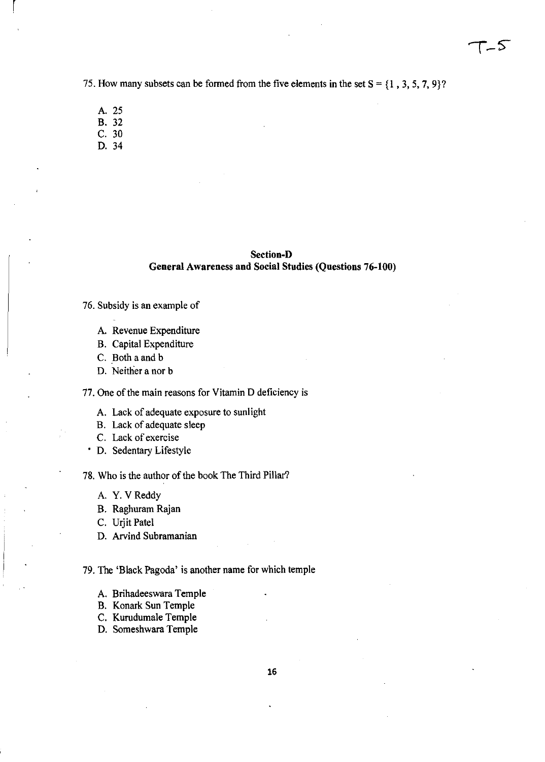75. How many subsets can be formed from the five elements in the set $S = \{1, 3, 5, 7, 9\}$?

A. 25
B. 32
C. 30
D. 34

## Section-D
## General Awareness and Social Studies (Questions 76-100)

76. Subsidy is an example of

A. Revenue Expenditure
B. Capital Expenditure
C. Both a and b
D. Neither a nor b

77. One of the main reasons for Vitamin D deficiency is

A. Lack of adequate exposure to sunlight
B. Lack of adequate sleep
C. Lack of exercise
D. Sedentary Lifestyle

78. Who is the author of the book The Third Pillar?

A. Y. V Reddy
B. Raghuram Rajan
C. Urjit Patel
D. Arvind Subramanian

79. The 'Black Pagoda' is another name for which temple

A. Brihadeeswara Temple
B. Konark Sun Temple
C. Kurudumale Temple
D. Someshwara Temple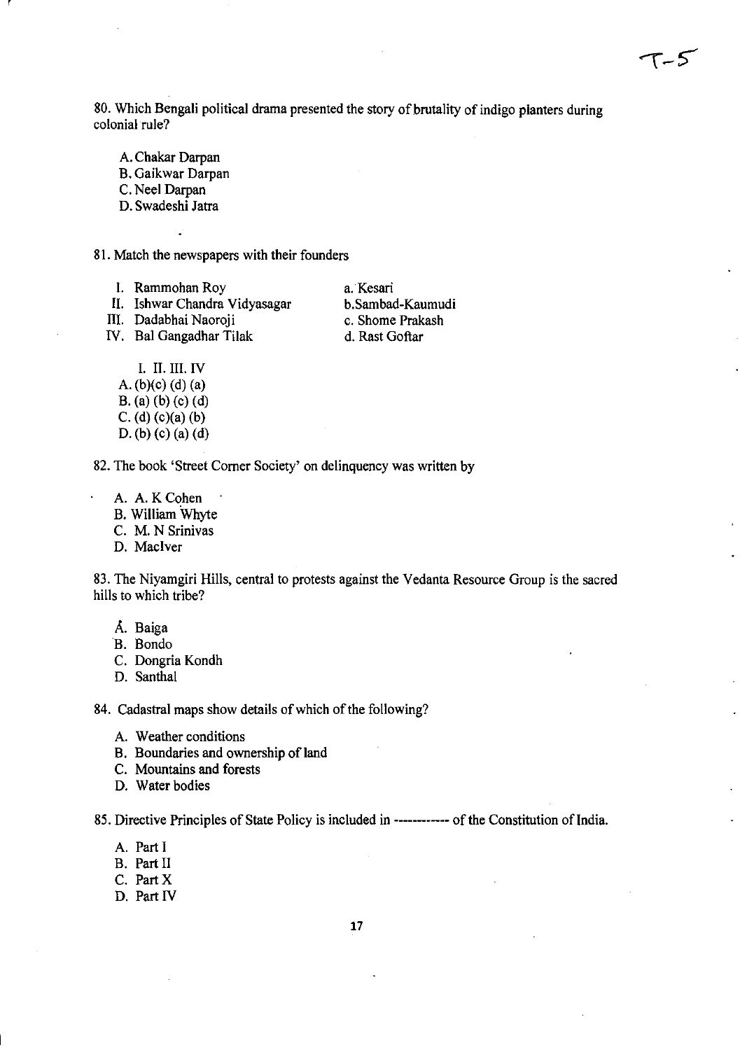80. Which Bengali political drama presented the story of brutality of indigo planters during colonial rule?

A. Chakar Darpan
B. Gaikwar Darpan
C. Neel Darpan
D. Swadeshi Jatra

81. Match the newspapers with their founders

| | |
|---|---|
| I. Rammohan Roy | a. Kesari |
| II. Ishwar Chandra Vidyasagar | b. Sambad-Kaumudi |
| III. Dadabhai Naoroji | c. Shome Prakash |
| IV. Bal Gangadhar Tilak | d. Rast Goftar |

I. II. III. IV
A. (b)(c) (d) (a)
B. (a) (b) (c) (d)
C. (d) (c)(a) (b)
D. (b) (c) (a) (d)

82. The book 'Street Corner Society' on delinquency was written by

A. A. K Cohen
B. William Whyte
C. M. N Srinivas
D. MacIver

83. The Niyamgiri Hills, central to protests against the Vedanta Resource Group is the sacred hills to which tribe?

A. Baiga
B. Bondo
C. Dongria Kondh
D. Santhal

84. Cadastral maps show details of which of the following?

A. Weather conditions
B. Boundaries and ownership of land
C. Mountains and forests
D. Water bodies

85. Directive Principles of State Policy is included in ----------- of the Constitution of India.

A. Part I
B. Part II
C. Part X
D. Part IV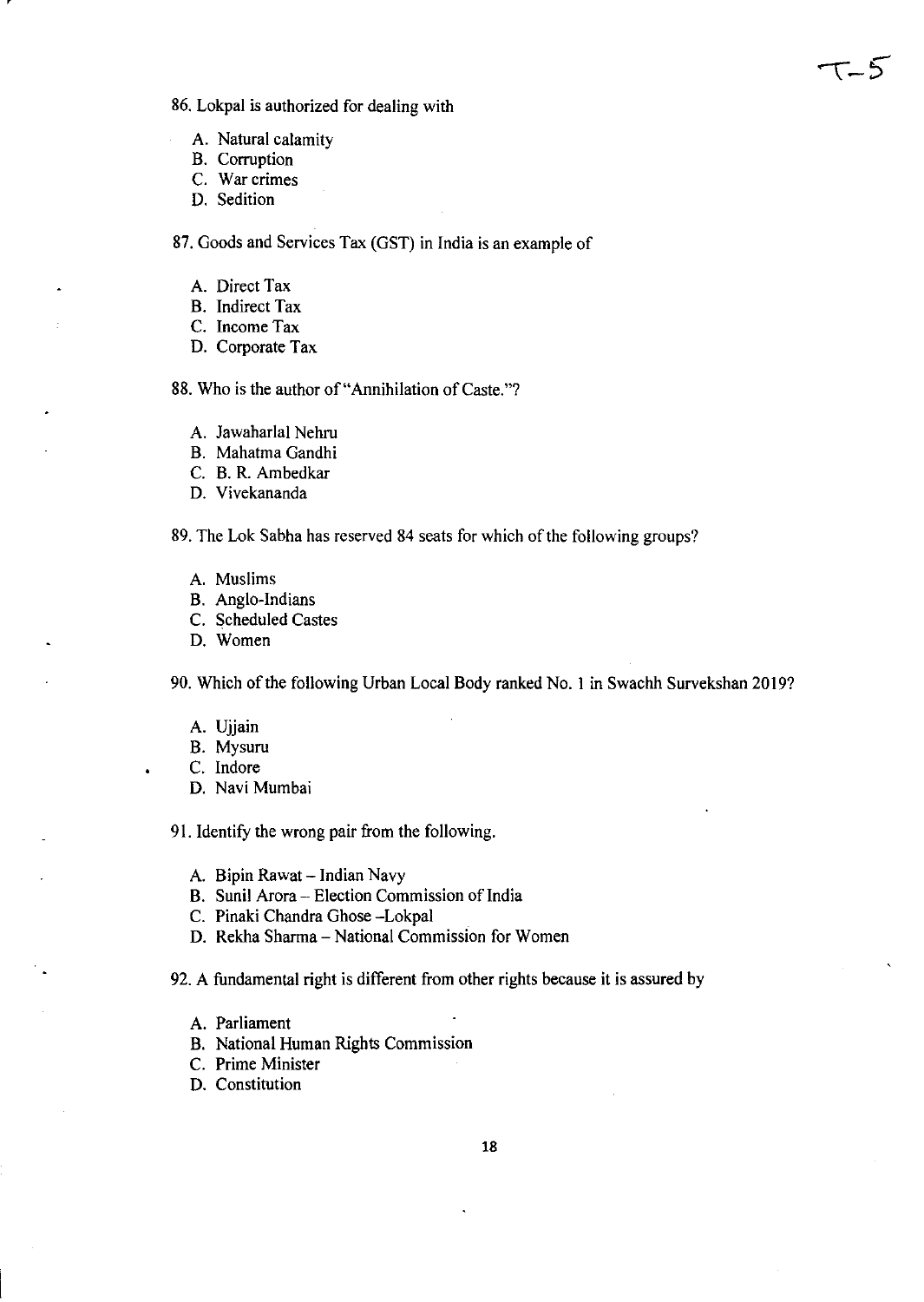T-5

86. Lokpal is authorized for dealing with

A. Natural calamity
B. Corruption
C. War crimes
D. Sedition

87. Goods and Services Tax (GST) in India is an example of

A. Direct Tax
B. Indirect Tax
C. Income Tax
D. Corporate Tax

88. Who is the author of "Annihilation of Caste."?

A. Jawaharlal Nehru
B. Mahatma Gandhi
C. B. R. Ambedkar
D. Vivekananda

89. The Lok Sabha has reserved 84 seats for which of the following groups?

A. Muslims
B. Anglo-Indians
C. Scheduled Castes
D. Women

90. Which of the following Urban Local Body ranked No. 1 in Swachh Survekshan 2019?

A. Ujjain
B. Mysuru
C. Indore
D. Navi Mumbai

91. Identify the wrong pair from the following.

A. Bipin Rawat – Indian Navy
B. Sunil Arora – Election Commission of India
C. Pinaki Chandra Ghose –Lokpal
D. Rekha Sharma – National Commission for Women

92. A fundamental right is different from other rights because it is assured by

A. Parliament
B. National Human Rights Commission
C. Prime Minister
D. Constitution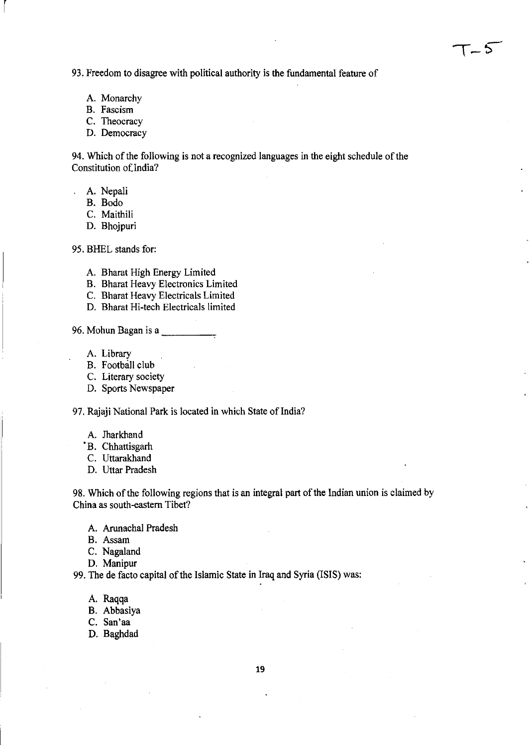93. Freedom to disagree with political authority is the fundamental feature of

A. Monarchy
B. Fascism
C. Theocracy
D. Democracy

94. Which of the following is not a recognized languages in the eight schedule of the Constitution of India?

A. Nepali
B. Bodo
C. Maithili
D. Bhojpuri

95. BHEL stands for:

A. Bharat High Energy Limited
B. Bharat Heavy Electronics Limited
C. Bharat Heavy Electricals Limited
D. Bharat Hi-tech Electricals limited

96. Mohun Bagan is a __________

A. Library
B. Football club
C. Literary society
D. Sports Newspaper

97. Rajaji National Park is located in which State of India?

A. Jharkhand
B. Chhattisgarh
C. Uttarakhand
D. Uttar Pradesh

98. Which of the following regions that is an integral part of the Indian union is claimed by China as south-eastern Tibet?

A. Arunachal Pradesh
B. Assam
C. Nagaland
D. Manipur

99. The de facto capital of the Islamic State in Iraq and Syria (ISIS) was:

A. Raqqa
B. Abbasiya
C. San'aa
D. Baghdad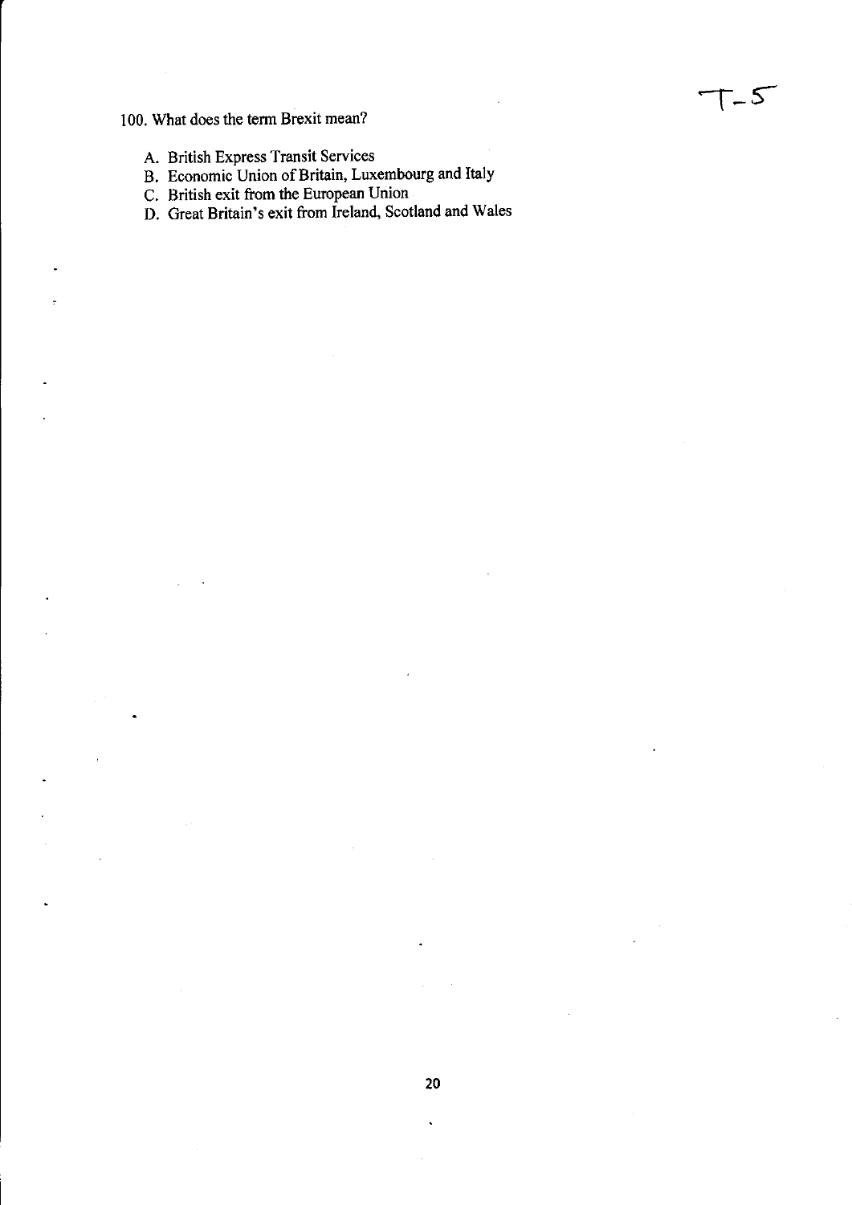T-5

100. What does the term Brexit mean?

A. British Express Transit Services
B. Economic Union of Britain, Luxembourg and Italy
C. British exit from the European Union
D. Great Britain's exit from Ireland, Scotland and Wales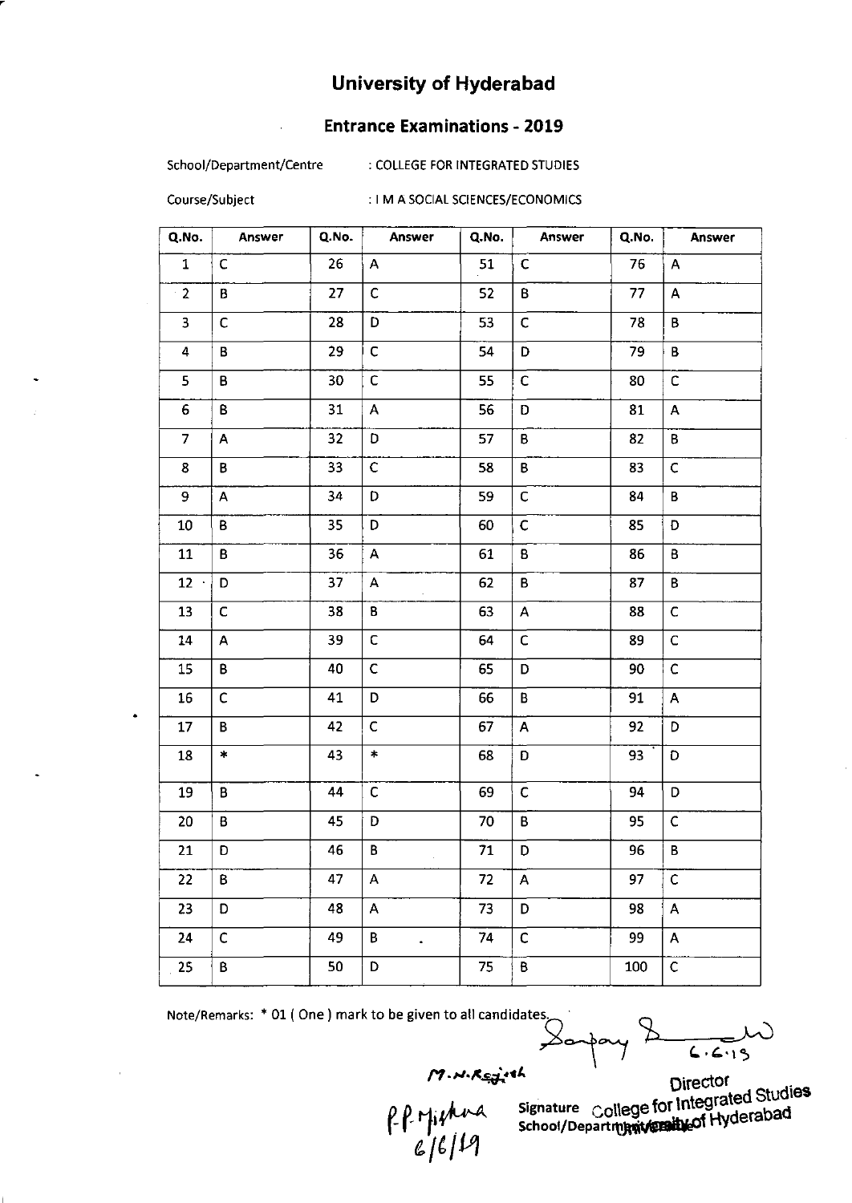# University of Hyderabad

## Entrance Examinations - 2019

School/Department/Centre : COLLEGE FOR INTEGRATED STUDIES

Course/Subject : I M A SOCIAL SCIENCES/ECONOMICS

| Q.No. | Answer | Q.No. | Answer | Q.No. | Answer | Q.No. | Answer |
|---|---|---|---|---|---|---|---|
| 1 | C | 26 | A | 51 | C | 76 | A |
| 2 | B | 27 | C | 52 | B | 77 | A |
| 3 | C | 28 | D | 53 | C | 78 | B |
| 4 | B | 29 | C | 54 | D | 79 | B |
| 5 | B | 30 | C | 55 | C | 80 | C |
| 6 | B | 31 | A | 56 | D | 81 | A |
| 7 | A | 32 | D | 57 | B | 82 | B |
| 8 | B | 33 | C | 58 | B | 83 | C |
| 9 | A | 34 | D | 59 | C | 84 | B |
| 10 | B | 35 | D | 60 | C | 85 | D |
| 11 | B | 36 | A | 61 | B | 86 | B |
| 12 | D | 37 | A | 62 | B | 87 | B |
| 13 | C | 38 | B | 63 | A | 88 | C |
| 14 | A | 39 | C | 64 | C | 89 | C |
| 15 | B | 40 | C | 65 | D | 90 | C |
| 16 | C | 41 | D | 66 | B | 91 | A |
| 17 | B | 42 | C | 67 | A | 92 | D |
| 18 | * | 43 | * | 68 | D | 93 | D |
| 19 | B | 44 | C | 69 | C | 94 | D |
| 20 | B | 45 | D | 70 | B | 95 | C |
| 21 | D | 46 | B | 71 | D | 96 | B |
| 22 | B | 47 | A | 72 | A | 97 | C |
| 23 | D | 48 | A | 73 | D | 98 | A |
| 24 | C | 49 | B | 74 | C | 99 | A |
| 25 | B | 50 | D | 75 | B | 100 | C |

Note/Remarks: * 01 ( One ) mark to be given to all candidates.

M.N.Rajesh

P.P. Mishra 6/6/19

6.6.19

Signature School/Department/Centre

Director
College for Integrated Studies
University of Hyderabad